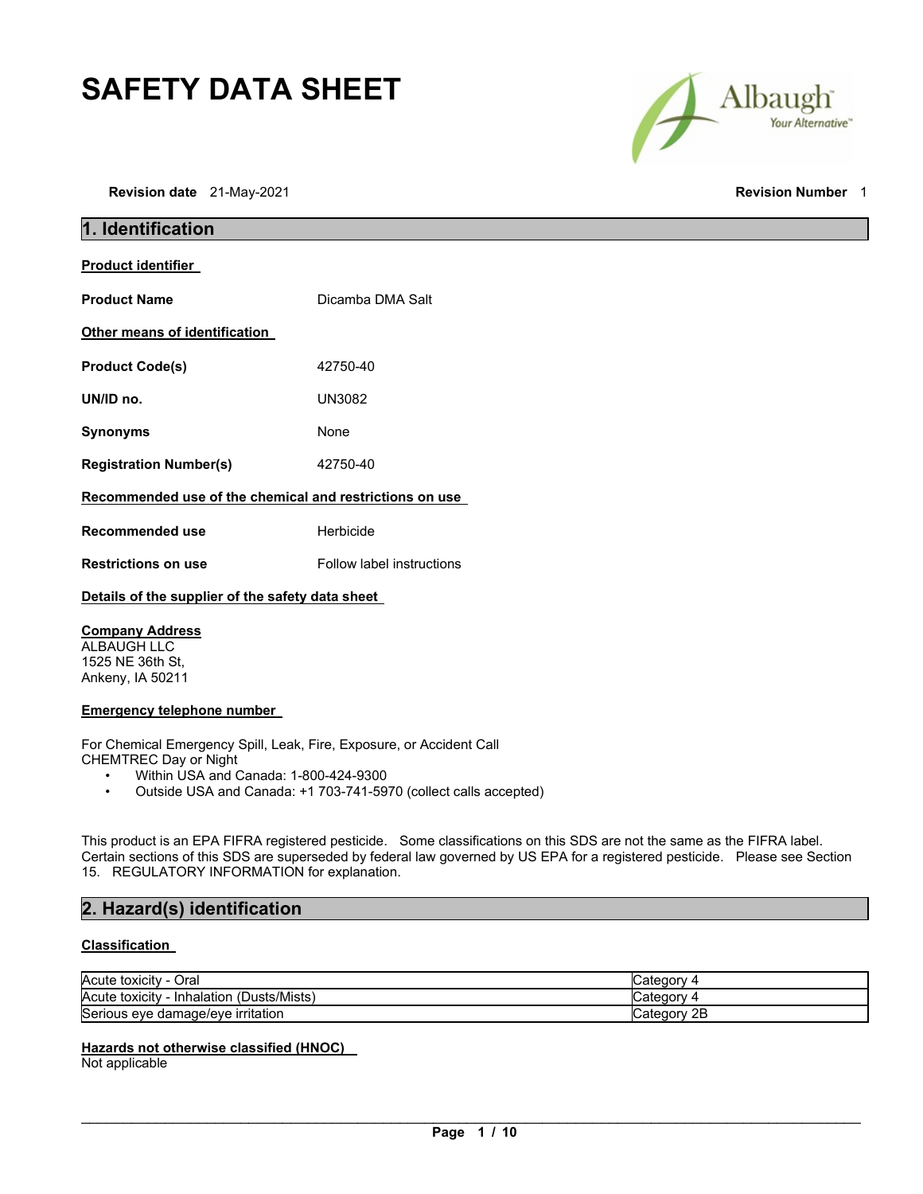# SAFETY DATA SHEET

**Revision date** 21-May-2021 **Revision Number** 1

## 1. Identification

**Product identifier**

| | |
|---|---|
| **Product Name** | Dicamba DMA Salt |

**Other means of identification**

| | |
|---|---|
| **Product Code(s)** | 42750-40 |
| **UN/ID no.** | UN3082 |
| **Synonyms** | None |
| **Registration Number(s)** | 42750-40 |

**Recommended use of the chemical and restrictions on use**

| | |
|---|---|
| **Recommended use** | Herbicide |
| **Restrictions on use** | Follow label instructions |

**Details of the supplier of the safety data sheet**

**Company Address**
ALBAUGH LLC
1525 NE 36th St,
Ankeny, IA 50211

**Emergency telephone number**

For Chemical Emergency Spill, Leak, Fire, Exposure, or Accident Call
CHEMTREC Day or Night

- Within USA and Canada: 1-800-424-9300
- Outside USA and Canada: +1 703-741-5970 (collect calls accepted)

This product is an EPA FIFRA registered pesticide. Some classifications on this SDS are not the same as the FIFRA label. Certain sections of this SDS are superseded by federal law governed by US EPA for a registered pesticide. Please see Section 15. REGULATORY INFORMATION for explanation.

## 2. Hazard(s) identification

**Classification**

| | |
|---|---|
| Acute toxicity - Oral | Category 4 |
| Acute toxicity - Inhalation (Dusts/Mists) | Category 4 |
| Serious eye damage/eye irritation | Category 2B |

**Hazards not otherwise classified (HNOC)**
Not applicable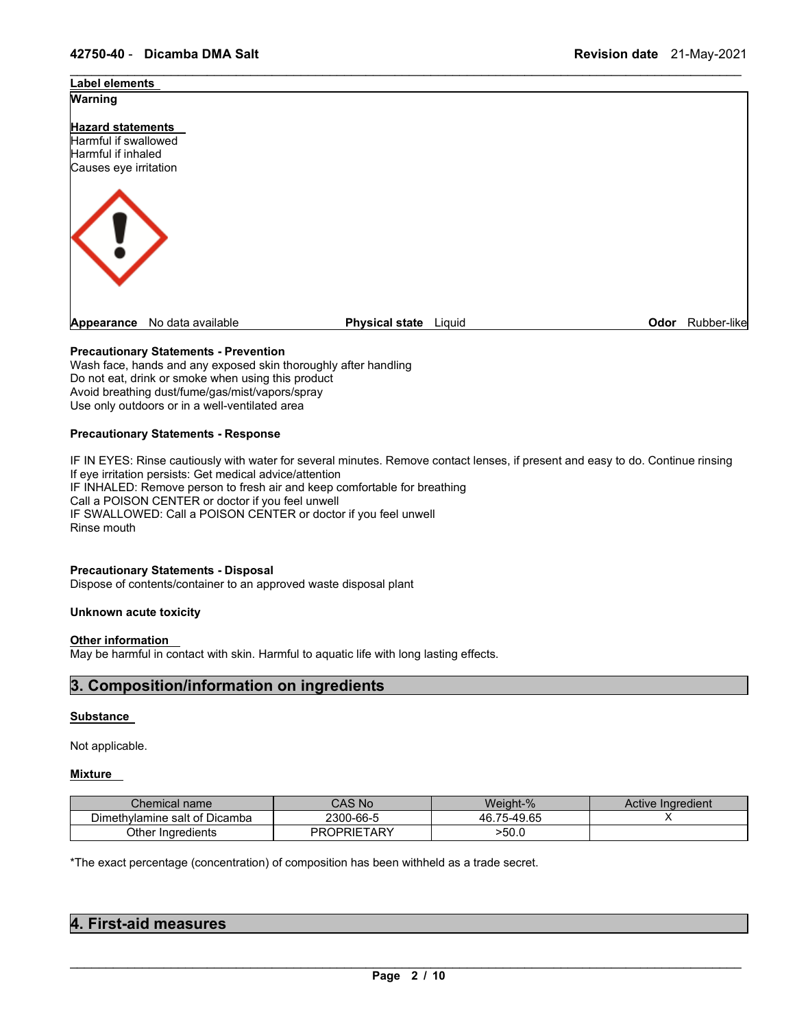**Label elements**

**Warning**

**Hazard statements**

Harmful if swallowed
Harmful if inhaled
Causes eye irritation

**Appearance** No data available **Physical state** Liquid **Odor** Rubber-like

**Precautionary Statements - Prevention**

Wash face, hands and any exposed skin thoroughly after handling
Do not eat, drink or smoke when using this product
Avoid breathing dust/fume/gas/mist/vapors/spray
Use only outdoors or in a well-ventilated area

**Precautionary Statements - Response**

IF IN EYES: Rinse cautiously with water for several minutes. Remove contact lenses, if present and easy to do. Continue rinsing
If eye irritation persists: Get medical advice/attention
IF INHALED: Remove person to fresh air and keep comfortable for breathing
Call a POISON CENTER or doctor if you feel unwell
IF SWALLOWED: Call a POISON CENTER or doctor if you feel unwell
Rinse mouth

**Precautionary Statements - Disposal**

Dispose of contents/container to an approved waste disposal plant

**Unknown acute toxicity**

**Other information**

May be harmful in contact with skin. Harmful to aquatic life with long lasting effects.

## 3. Composition/information on ingredients

**Substance**

Not applicable.

**Mixture**

| Chemical name | CAS No | Weight-% | Active Ingredient |
|---|---|---|---|
| Dimethylamine salt of Dicamba | 2300-66-5 | 46.75-49.65 | X |
| Other Ingredients | PROPRIETARY | >50.0 | |

*The exact percentage (concentration) of composition has been withheld as a trade secret.

## 4. First-aid measures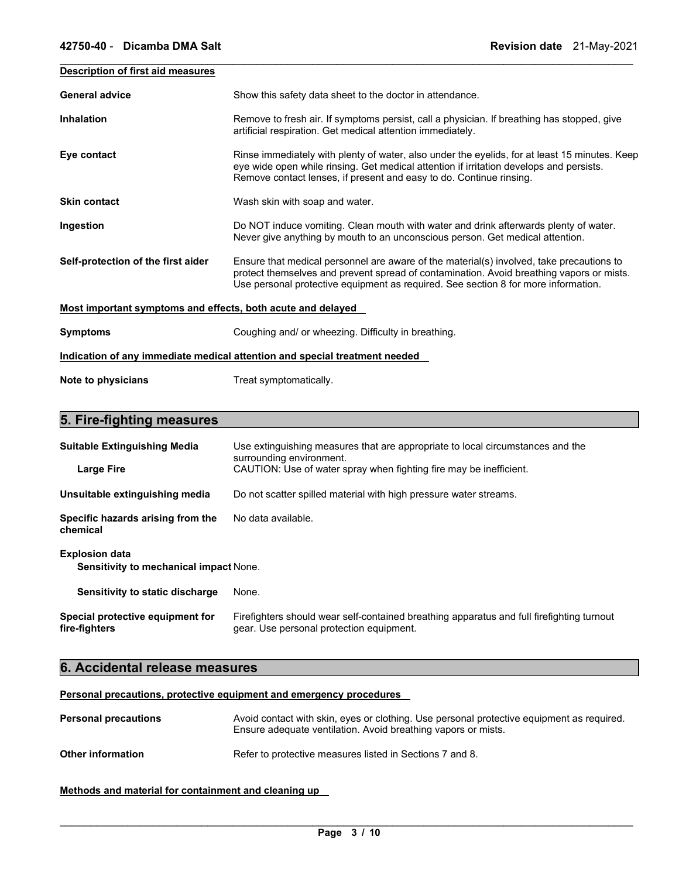**Description of first aid measures**

| | |
|---|---|
| **General advice** | Show this safety data sheet to the doctor in attendance. |
| **Inhalation** | Remove to fresh air. If symptoms persist, call a physician. If breathing has stopped, give artificial respiration. Get medical attention immediately. |
| **Eye contact** | Rinse immediately with plenty of water, also under the eyelids, for at least 15 minutes. Keep eye wide open while rinsing. Get medical attention if irritation develops and persists. Remove contact lenses, if present and easy to do. Continue rinsing. |
| **Skin contact** | Wash skin with soap and water. |
| **Ingestion** | Do NOT induce vomiting. Clean mouth with water and drink afterwards plenty of water. Never give anything by mouth to an unconscious person. Get medical attention. |
| **Self-protection of the first aider** | Ensure that medical personnel are aware of the material(s) involved, take precautions to protect themselves and prevent spread of contamination. Avoid breathing vapors or mists. Use personal protective equipment as required. See section 8 for more information. |

**Most important symptoms and effects, both acute and delayed**

| | |
|---|---|
| **Symptoms** | Coughing and/ or wheezing. Difficulty in breathing. |

**Indication of any immediate medical attention and special treatment needed**

| | |
|---|---|
| **Note to physicians** | Treat symptomatically. |

## 5. Fire-fighting measures

| | |
|---|---|
| **Suitable Extinguishing Media** | Use extinguishing measures that are appropriate to local circumstances and the surrounding environment. |
| **Large Fire** | CAUTION: Use of water spray when fighting fire may be inefficient. |
| **Unsuitable extinguishing media** | Do not scatter spilled material with high pressure water streams. |
| **Specific hazards arising from the chemical** | No data available. |

**Explosion data**

| | |
|---|---|
| **Sensitivity to mechanical impact** | None. |
| **Sensitivity to static discharge** | None. |
| **Special protective equipment for fire-fighters** | Firefighters should wear self-contained breathing apparatus and full firefighting turnout gear. Use personal protection equipment. |

## 6. Accidental release measures

**Personal precautions, protective equipment and emergency procedures**

| | |
|---|---|
| **Personal precautions** | Avoid contact with skin, eyes or clothing. Use personal protective equipment as required. Ensure adequate ventilation. Avoid breathing vapors or mists. |
| **Other information** | Refer to protective measures listed in Sections 7 and 8. |

**Methods and material for containment and cleaning up**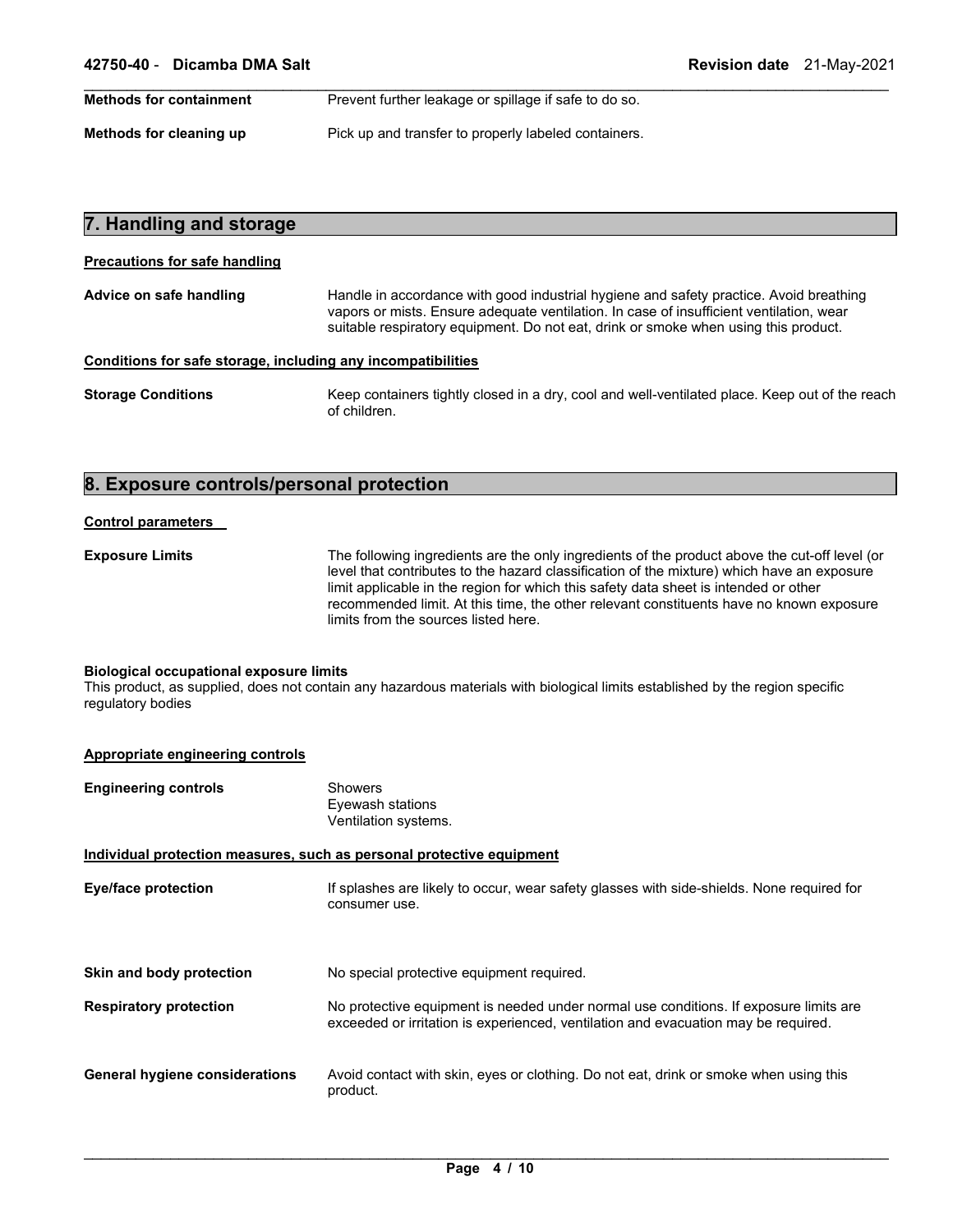**Methods for containment** Prevent further leakage or spillage if safe to do so.

**Methods for cleaning up** Pick up and transfer to properly labeled containers.

## 7. Handling and storage

**Precautions for safe handling**

**Advice on safe handling** Handle in accordance with good industrial hygiene and safety practice. Avoid breathing vapors or mists. Ensure adequate ventilation. In case of insufficient ventilation, wear suitable respiratory equipment. Do not eat, drink or smoke when using this product.

**Conditions for safe storage, including any incompatibilities**

**Storage Conditions** Keep containers tightly closed in a dry, cool and well-ventilated place. Keep out of the reach of children.

## 8. Exposure controls/personal protection

**Control parameters**

**Exposure Limits** The following ingredients are the only ingredients of the product above the cut-off level (or level that contributes to the hazard classification of the mixture) which have an exposure limit applicable in the region for which this safety data sheet is intended or other recommended limit. At this time, the other relevant constituents have no known exposure limits from the sources listed here.

**Biological occupational exposure limits**
This product, as supplied, does not contain any hazardous materials with biological limits established by the region specific regulatory bodies

**Appropriate engineering controls**

**Engineering controls** Showers
Eyewash stations
Ventilation systems.

**Individual protection measures, such as personal protective equipment**

**Eye/face protection** If splashes are likely to occur, wear safety glasses with side-shields. None required for consumer use.

**Skin and body protection** No special protective equipment required.

**Respiratory protection** No protective equipment is needed under normal use conditions. If exposure limits are exceeded or irritation is experienced, ventilation and evacuation may be required.

**General hygiene considerations** Avoid contact with skin, eyes or clothing. Do not eat, drink or smoke when using this product.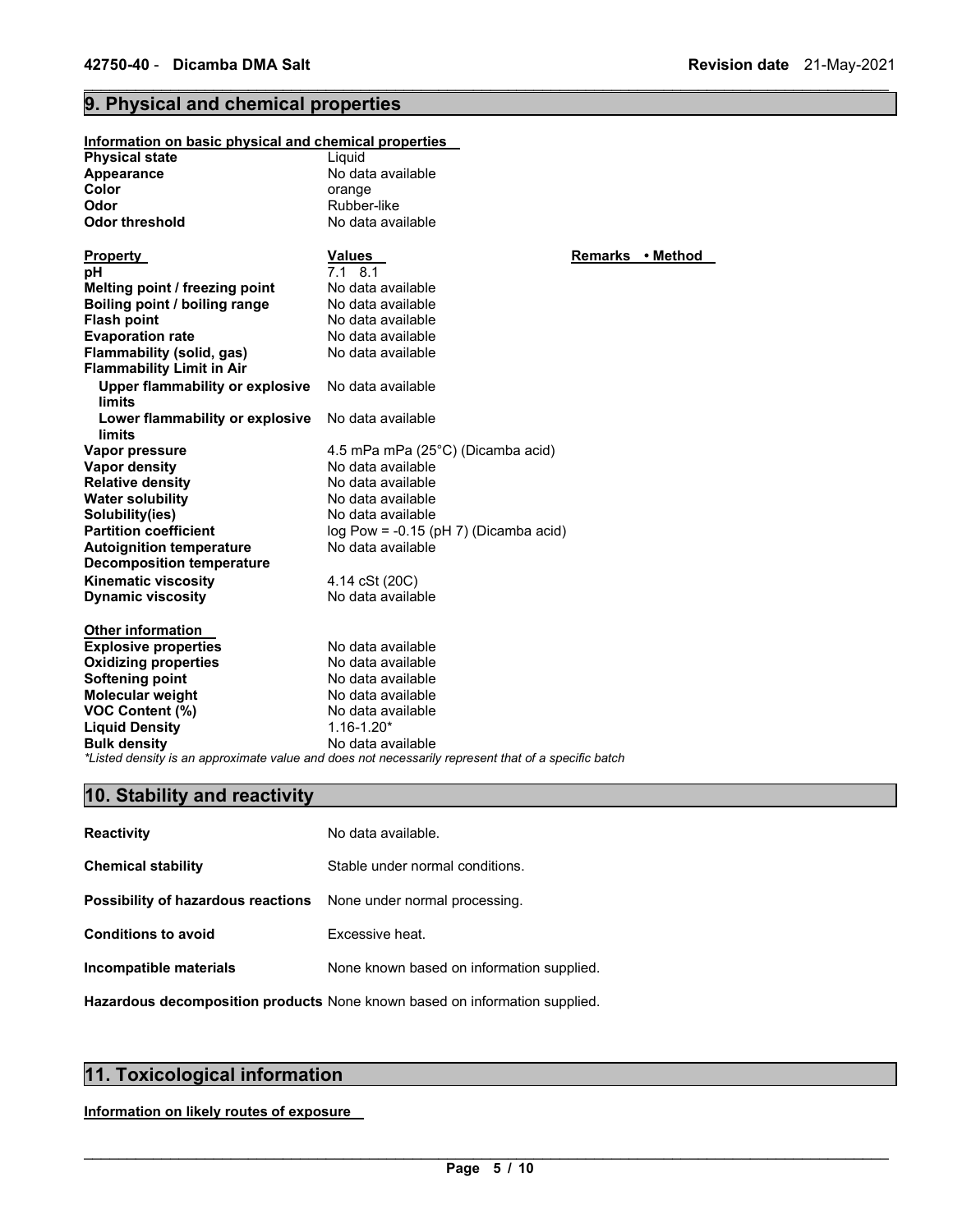## 9. Physical and chemical properties

**Information on basic physical and chemical properties**

| | |
|---|---|
| **Physical state** | Liquid |
| **Appearance** | No data available |
| **Color** | orange |
| **Odor** | Rubber-like |
| **Odor threshold** | No data available |

| **Property** | **Values** | **Remarks • Method** |
|---|---|---|
| **pH** | 7.1 8.1 | |
| **Melting point / freezing point** | No data available | |
| **Boiling point / boiling range** | No data available | |
| **Flash point** | No data available | |
| **Evaporation rate** | No data available | |
| **Flammability (solid, gas)** | No data available | |
| **Flammability Limit in Air** | | |
| **Upper flammability or explosive limits** | No data available | |
| **Lower flammability or explosive limits** | No data available | |
| **Vapor pressure** | 4.5 mPa mPa (25°C) (Dicamba acid) | |
| **Vapor density** | No data available | |
| **Relative density** | No data available | |
| **Water solubility** | No data available | |
| **Solubility(ies)** | No data available | |
| **Partition coefficient** | log Pow = -0.15 (pH 7) (Dicamba acid) | |
| **Autoignition temperature** | No data available | |
| **Decomposition temperature** | | |
| **Kinematic viscosity** | 4.14 cSt (20C) | |
| **Dynamic viscosity** | No data available | |

**Other information**

| | |
|---|---|
| **Explosive properties** | No data available |
| **Oxidizing properties** | No data available |
| **Softening point** | No data available |
| **Molecular weight** | No data available |
| **VOC Content (%)** | No data available |
| **Liquid Density** | 1.16-1.20* |
| **Bulk density** | No data available |

*\*Listed density is an approximate value and does not necessarily represent that of a specific batch*

## 10. Stability and reactivity

| | |
|---|---|
| **Reactivity** | No data available. |
| **Chemical stability** | Stable under normal conditions. |
| **Possibility of hazardous reactions** | None under normal processing. |
| **Conditions to avoid** | Excessive heat. |
| **Incompatible materials** | None known based on information supplied. |
| **Hazardous decomposition products** | None known based on information supplied. |

## 11. Toxicological information

**Information on likely routes of exposure**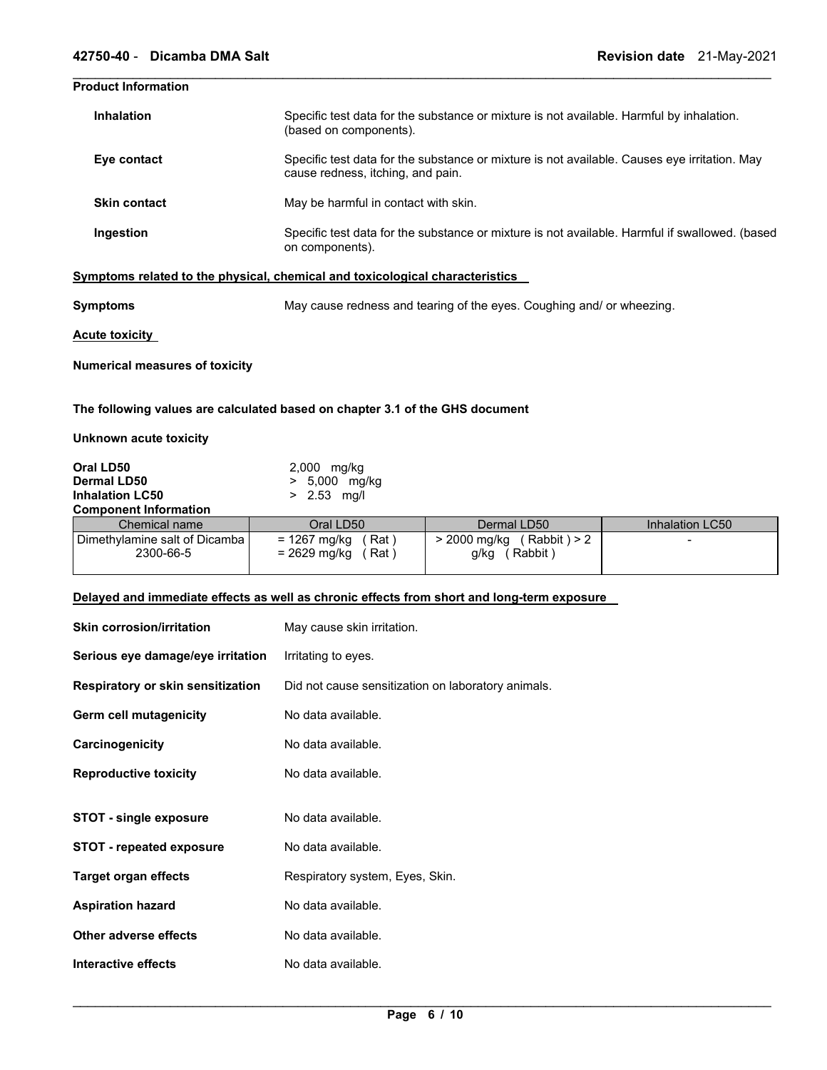**Product Information**

**Inhalation** Specific test data for the substance or mixture is not available. Harmful by inhalation. (based on components).

**Eye contact** Specific test data for the substance or mixture is not available. Causes eye irritation. May cause redness, itching, and pain.

**Skin contact** May be harmful in contact with skin.

**Ingestion** Specific test data for the substance or mixture is not available. Harmful if swallowed. (based on components).

**Symptoms related to the physical, chemical and toxicological characteristics**

**Symptoms** May cause redness and tearing of the eyes. Coughing and/ or wheezing.

**Acute toxicity**

**Numerical measures of toxicity**

**The following values are calculated based on chapter 3.1 of the GHS document**

**Unknown acute toxicity**

**Oral LD50** 2,000 mg/kg
**Dermal LD50** > 5,000 mg/kg
**Inhalation LC50** > 2.53 mg/l

**Component Information**

| Chemical name | Oral LD50 | Dermal LD50 | Inhalation LC50 |
|---|---|---|---|
| Dimethylamine salt of Dicamba 2300-66-5 | = 1267 mg/kg ( Rat ) = 2629 mg/kg ( Rat ) | > 2000 mg/kg ( Rabbit ) > 2 g/kg ( Rabbit ) | - |

**Delayed and immediate effects as well as chronic effects from short and long-term exposure**

**Skin corrosion/irritation** May cause skin irritation.

**Serious eye damage/eye irritation** Irritating to eyes.

**Respiratory or skin sensitization** Did not cause sensitization on laboratory animals.

**Germ cell mutagenicity** No data available.

**Carcinogenicity** No data available.

**Reproductive toxicity** No data available.

**STOT - single exposure** No data available.

**STOT - repeated exposure** No data available.

**Target organ effects** Respiratory system, Eyes, Skin.

**Aspiration hazard** No data available.

**Other adverse effects** No data available.

**Interactive effects** No data available.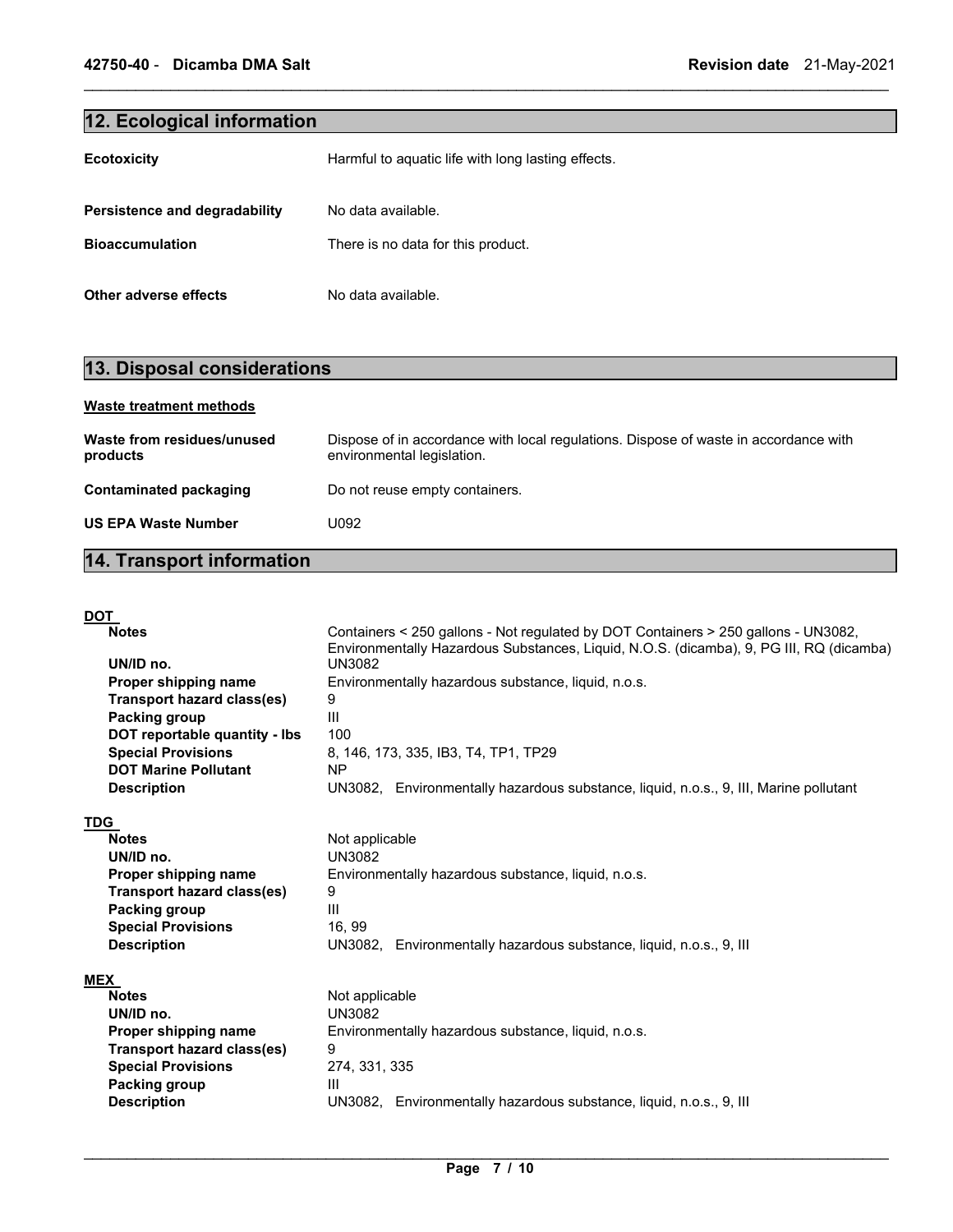## 12. Ecological information

**Ecotoxicity** Harmful to aquatic life with long lasting effects.

**Persistence and degradability** No data available.

**Bioaccumulation** There is no data for this product.

**Other adverse effects** No data available.

## 13. Disposal considerations

### Waste treatment methods

**Waste from residues/unused products** Dispose of in accordance with local regulations. Dispose of waste in accordance with environmental legislation.

**Contaminated packaging** Do not reuse empty containers.

**US EPA Waste Number** U092

## 14. Transport information

### DOT

| | |
|---|---|
| **Notes** | Containers < 250 gallons - Not regulated by DOT Containers > 250 gallons - UN3082, Environmentally Hazardous Substances, Liquid, N.O.S. (dicamba), 9, PG III, RQ (dicamba) |
| **UN/ID no.** | UN3082 |
| **Proper shipping name** | Environmentally hazardous substance, liquid, n.o.s. |
| **Transport hazard class(es)** | 9 |
| **Packing group** | III |
| **DOT reportable quantity - lbs** | 100 |
| **Special Provisions** | 8, 146, 173, 335, IB3, T4, TP1, TP29 |
| **DOT Marine Pollutant** | NP |
| **Description** | UN3082, Environmentally hazardous substance, liquid, n.o.s., 9, III, Marine pollutant |

### TDG

| | |
|---|---|
| **Notes** | Not applicable |
| **UN/ID no.** | UN3082 |
| **Proper shipping name** | Environmentally hazardous substance, liquid, n.o.s. |
| **Transport hazard class(es)** | 9 |
| **Packing group** | III |
| **Special Provisions** | 16, 99 |
| **Description** | UN3082, Environmentally hazardous substance, liquid, n.o.s., 9, III |

### MEX

| | |
|---|---|
| **Notes** | Not applicable |
| **UN/ID no.** | UN3082 |
| **Proper shipping name** | Environmentally hazardous substance, liquid, n.o.s. |
| **Transport hazard class(es)** | 9 |
| **Special Provisions** | 274, 331, 335 |
| **Packing group** | III |
| **Description** | UN3082, Environmentally hazardous substance, liquid, n.o.s., 9, III |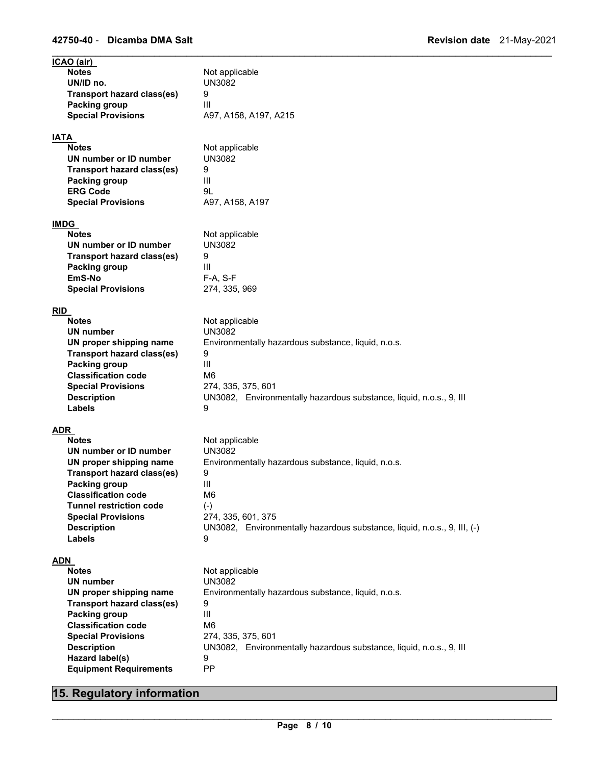**ICAO (air)**

| | |
|---|---|
| **Notes** | Not applicable |
| **UN/ID no.** | UN3082 |
| **Transport hazard class(es)** | 9 |
| **Packing group** | III |
| **Special Provisions** | A97, A158, A197, A215 |

**IATA**

| | |
|---|---|
| **Notes** | Not applicable |
| **UN number or ID number** | UN3082 |
| **Transport hazard class(es)** | 9 |
| **Packing group** | III |
| **ERG Code** | 9L |
| **Special Provisions** | A97, A158, A197 |

**IMDG**

| | |
|---|---|
| **Notes** | Not applicable |
| **UN number or ID number** | UN3082 |
| **Transport hazard class(es)** | 9 |
| **Packing group** | III |
| **EmS-No** | F-A, S-F |
| **Special Provisions** | 274, 335, 969 |

**RID**

| | |
|---|---|
| **Notes** | Not applicable |
| **UN number** | UN3082 |
| **UN proper shipping name** | Environmentally hazardous substance, liquid, n.o.s. |
| **Transport hazard class(es)** | 9 |
| **Packing group** | III |
| **Classification code** | M6 |
| **Special Provisions** | 274, 335, 375, 601 |
| **Description** | UN3082, Environmentally hazardous substance, liquid, n.o.s., 9, III |
| **Labels** | 9 |

**ADR**

| | |
|---|---|
| **Notes** | Not applicable |
| **UN number or ID number** | UN3082 |
| **UN proper shipping name** | Environmentally hazardous substance, liquid, n.o.s. |
| **Transport hazard class(es)** | 9 |
| **Packing group** | III |
| **Classification code** | M6 |
| **Tunnel restriction code** | (-) |
| **Special Provisions** | 274, 335, 601, 375 |
| **Description** | UN3082, Environmentally hazardous substance, liquid, n.o.s., 9, III, (-) |
| **Labels** | 9 |

**ADN**

| | |
|---|---|
| **Notes** | Not applicable |
| **UN number** | UN3082 |
| **UN proper shipping name** | Environmentally hazardous substance, liquid, n.o.s. |
| **Transport hazard class(es)** | 9 |
| **Packing group** | III |
| **Classification code** | M6 |
| **Special Provisions** | 274, 335, 375, 601 |
| **Description** | UN3082, Environmentally hazardous substance, liquid, n.o.s., 9, III |
| **Hazard label(s)** | 9 |
| **Equipment Requirements** | PP |

## 15. Regulatory information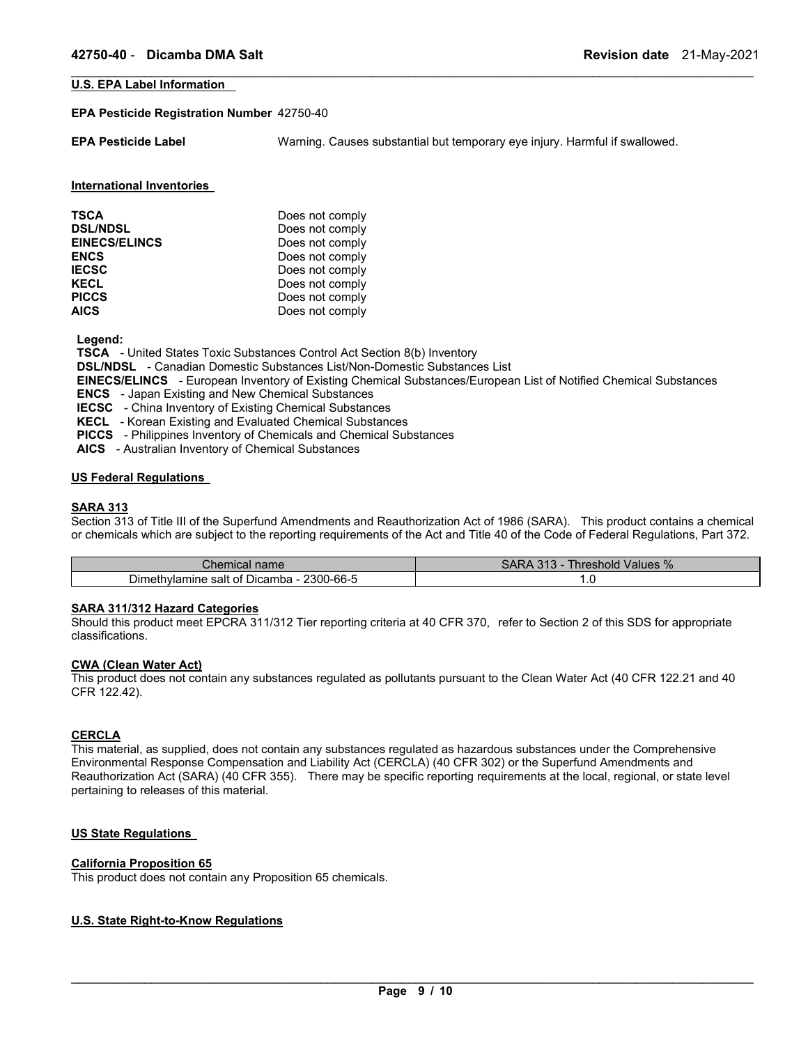## U.S. EPA Label Information

**EPA Pesticide Registration Number** 42750-40

**EPA Pesticide Label** Warning. Causes substantial but temporary eye injury. Harmful if swallowed.

## International Inventories

| | |
|---|---|
| **TSCA** | Does not comply |
| **DSL/NDSL** | Does not comply |
| **EINECS/ELINCS** | Does not comply |
| **ENCS** | Does not comply |
| **IECSC** | Does not comply |
| **KECL** | Does not comply |
| **PICCS** | Does not comply |
| **AICS** | Does not comply |

**Legend:**
**TSCA** - United States Toxic Substances Control Act Section 8(b) Inventory
**DSL/NDSL** - Canadian Domestic Substances List/Non-Domestic Substances List
**EINECS/ELINCS** - European Inventory of Existing Chemical Substances/European List of Notified Chemical Substances
**ENCS** - Japan Existing and New Chemical Substances
**IECSC** - China Inventory of Existing Chemical Substances
**KECL** - Korean Existing and Evaluated Chemical Substances
**PICCS** - Philippines Inventory of Chemicals and Chemical Substances
**AICS** - Australian Inventory of Chemical Substances

## US Federal Regulations

### SARA 313

Section 313 of Title III of the Superfund Amendments and Reauthorization Act of 1986 (SARA). This product contains a chemical or chemicals which are subject to the reporting requirements of the Act and Title 40 of the Code of Federal Regulations, Part 372.

| Chemical name | SARA 313 - Threshold Values % |
|---|---|
| Dimethylamine salt of Dicamba - 2300-66-5 | 1.0 |

### SARA 311/312 Hazard Categories

Should this product meet EPCRA 311/312 Tier reporting criteria at 40 CFR 370, refer to Section 2 of this SDS for appropriate classifications.

### CWA (Clean Water Act)

This product does not contain any substances regulated as pollutants pursuant to the Clean Water Act (40 CFR 122.21 and 40 CFR 122.42).

### CERCLA

This material, as supplied, does not contain any substances regulated as hazardous substances under the Comprehensive Environmental Response Compensation and Liability Act (CERCLA) (40 CFR 302) or the Superfund Amendments and Reauthorization Act (SARA) (40 CFR 355). There may be specific reporting requirements at the local, regional, or state level pertaining to releases of this material.

## US State Regulations

### California Proposition 65

This product does not contain any Proposition 65 chemicals.

## U.S. State Right-to-Know Regulations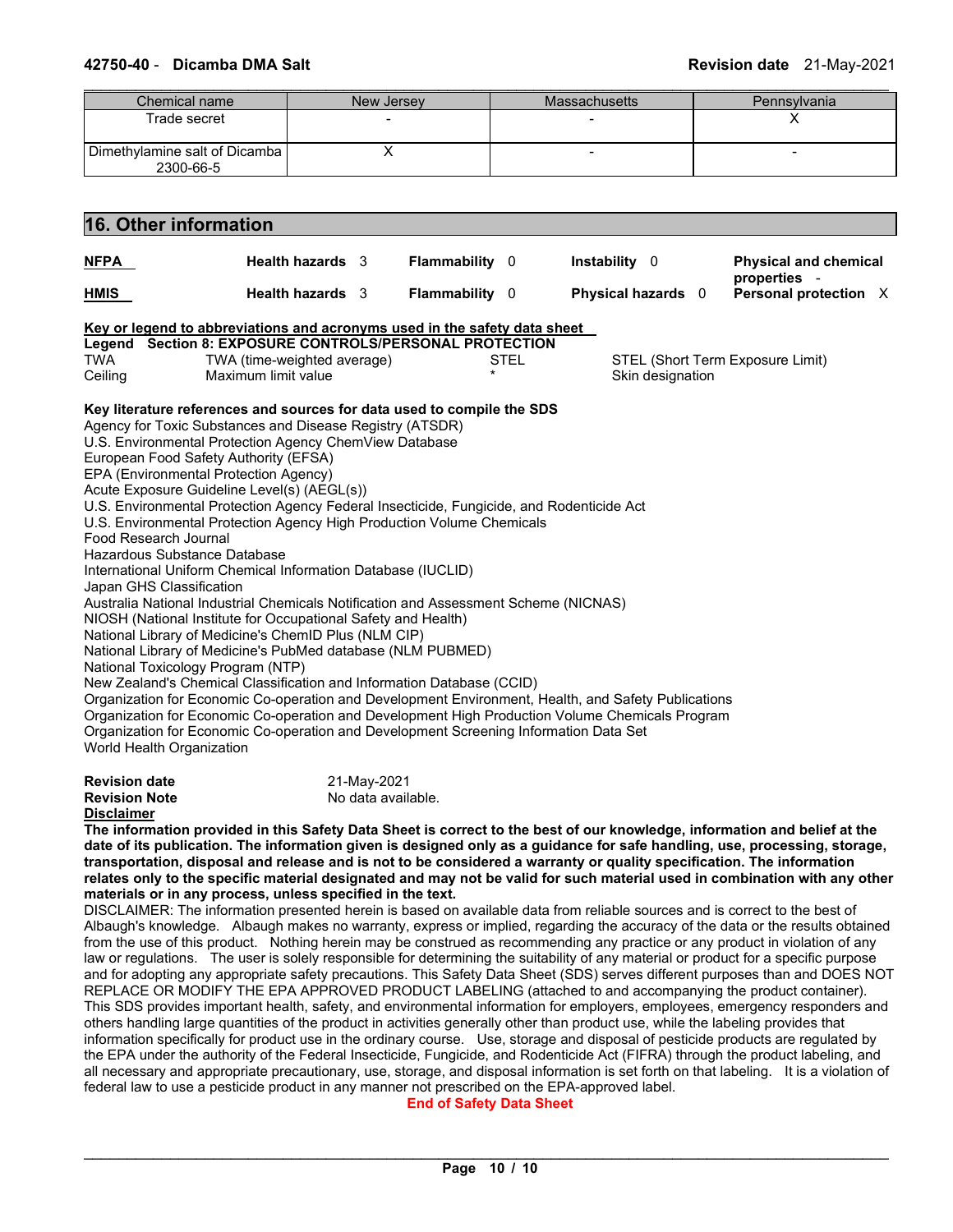| Chemical name | New Jersey | Massachusetts | Pennsylvania |
|---|---|---|---|
| Trade secret | - | - | X |
| Dimethylamine salt of Dicamba 2300-66-5 | X | - | - |

## 16. Other information

| | | | | |
|---|---|---|---|---|
| **NFPA** | **Health hazards** 3 | **Flammability** 0 | **Instability** 0 | **Physical and chemical properties** - |
| **HMIS** | **Health hazards** 3 | **Flammability** 0 | **Physical hazards** 0 | **Personal protection** X |

**Key or legend to abbreviations and acronyms used in the safety data sheet**

**Legend Section 8: EXPOSURE CONTROLS/PERSONAL PROTECTION**

| | | | |
|---|---|---|---|
| TWA | TWA (time-weighted average) | STEL | STEL (Short Term Exposure Limit) |
| Ceiling | Maximum limit value | * | Skin designation |

**Key literature references and sources for data used to compile the SDS**

Agency for Toxic Substances and Disease Registry (ATSDR)
U.S. Environmental Protection Agency ChemView Database
European Food Safety Authority (EFSA)
EPA (Environmental Protection Agency)
Acute Exposure Guideline Level(s) (AEGL(s))
U.S. Environmental Protection Agency Federal Insecticide, Fungicide, and Rodenticide Act
U.S. Environmental Protection Agency High Production Volume Chemicals
Food Research Journal
Hazardous Substance Database
International Uniform Chemical Information Database (IUCLID)
Japan GHS Classification
Australia National Industrial Chemicals Notification and Assessment Scheme (NICNAS)
NIOSH (National Institute for Occupational Safety and Health)
National Library of Medicine's ChemID Plus (NLM CIP)
National Library of Medicine's PubMed database (NLM PUBMED)
National Toxicology Program (NTP)
New Zealand's Chemical Classification and Information Database (CCID)
Organization for Economic Co-operation and Development Environment, Health, and Safety Publications
Organization for Economic Co-operation and Development High Production Volume Chemicals Program
Organization for Economic Co-operation and Development Screening Information Data Set
World Health Organization

**Revision date** 21-May-2021
**Revision Note** No data available.

**Disclaimer**

**The information provided in this Safety Data Sheet is correct to the best of our knowledge, information and belief at the date of its publication. The information given is designed only as a guidance for safe handling, use, processing, storage, transportation, disposal and release and is not to be considered a warranty or quality specification. The information relates only to the specific material designated and may not be valid for such material used in combination with any other materials or in any process, unless specified in the text.**

DISCLAIMER: The information presented herein is based on available data from reliable sources and is correct to the best of Albaugh's knowledge. Albaugh makes no warranty, express or implied, regarding the accuracy of the data or the results obtained from the use of this product. Nothing herein may be construed as recommending any practice or any product in violation of any law or regulations. The user is solely responsible for determining the suitability of any material or product for a specific purpose and for adopting any appropriate safety precautions. This Safety Data Sheet (SDS) serves different purposes than and DOES NOT REPLACE OR MODIFY THE EPA APPROVED PRODUCT LABELING (attached to and accompanying the product container). This SDS provides important health, safety, and environmental information for employers, employees, emergency responders and others handling large quantities of the product in activities generally other than product use, while the labeling provides that information specifically for product use in the ordinary course. Use, storage and disposal of pesticide products are regulated by the EPA under the authority of the Federal Insecticide, Fungicide, and Rodenticide Act (FIFRA) through the product labeling, and all necessary and appropriate precautionary, use, storage, and disposal information is set forth on that labeling. It is a violation of federal law to use a pesticide product in any manner not prescribed on the EPA-approved label.

**End of Safety Data Sheet**